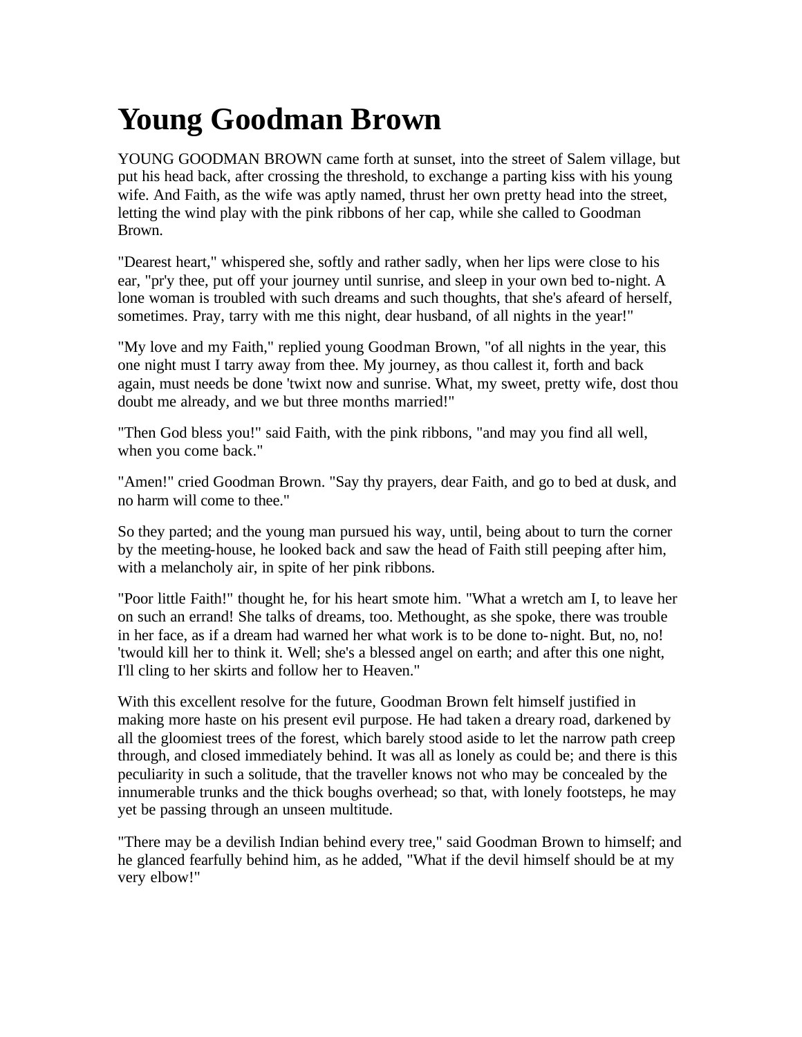# Young Goodman Brown

YOUNG GOODMAN BROWN came forth at sunset, into the street of Salem village, but put his head back, after crossing the threshold, to exchange a parting kiss with his young wife. And Faith, as the wife was aptly named, thrust her own pretty head into the street, letting the wind play with the pink ribbons of her cap, while she called to Goodman Brown.

"Dearest heart," whispered she, softly and rather sadly, when her lips were close to his ear, "pr'y thee, put off your journey until sunrise, and sleep in your own bed to-night. A lone woman is troubled with such dreams and such thoughts, that she's afeard of herself, sometimes. Pray, tarry with me this night, dear husband, of all nights in the year!"

"My love and my Faith," replied young Goodman Brown, "of all nights in the year, this one night must I tarry away from thee. My journey, as thou callest it, forth and back again, must needs be done 'twixt now and sunrise. What, my sweet, pretty wife, dost thou doubt me already, and we but three months married!"

"Then God bless you!" said Faith, with the pink ribbons, "and may you find all well, when you come back."

"Amen!" cried Goodman Brown. "Say thy prayers, dear Faith, and go to bed at dusk, and no harm will come to thee."

So they parted; and the young man pursued his way, until, being about to turn the corner by the meeting-house, he looked back and saw the head of Faith still peeping after him, with a melancholy air, in spite of her pink ribbons.

"Poor little Faith!" thought he, for his heart smote him. "What a wretch am I, to leave her on such an errand! She talks of dreams, too. Methought, as she spoke, there was trouble in her face, as if a dream had warned her what work is to be done to-night. But, no, no! 'twould kill her to think it. Well; she's a blessed angel on earth; and after this one night, I'll cling to her skirts and follow her to Heaven."

With this excellent resolve for the future, Goodman Brown felt himself justified in making more haste on his present evil purpose. He had taken a dreary road, darkened by all the gloomiest trees of the forest, which barely stood aside to let the narrow path creep through, and closed immediately behind. It was all as lonely as could be; and there is this peculiarity in such a solitude, that the traveller knows not who may be concealed by the innumerable trunks and the thick boughs overhead; so that, with lonely footsteps, he may yet be passing through an unseen multitude.

"There may be a devilish Indian behind every tree," said Goodman Brown to himself; and he glanced fearfully behind him, as he added, "What if the devil himself should be at my very elbow!"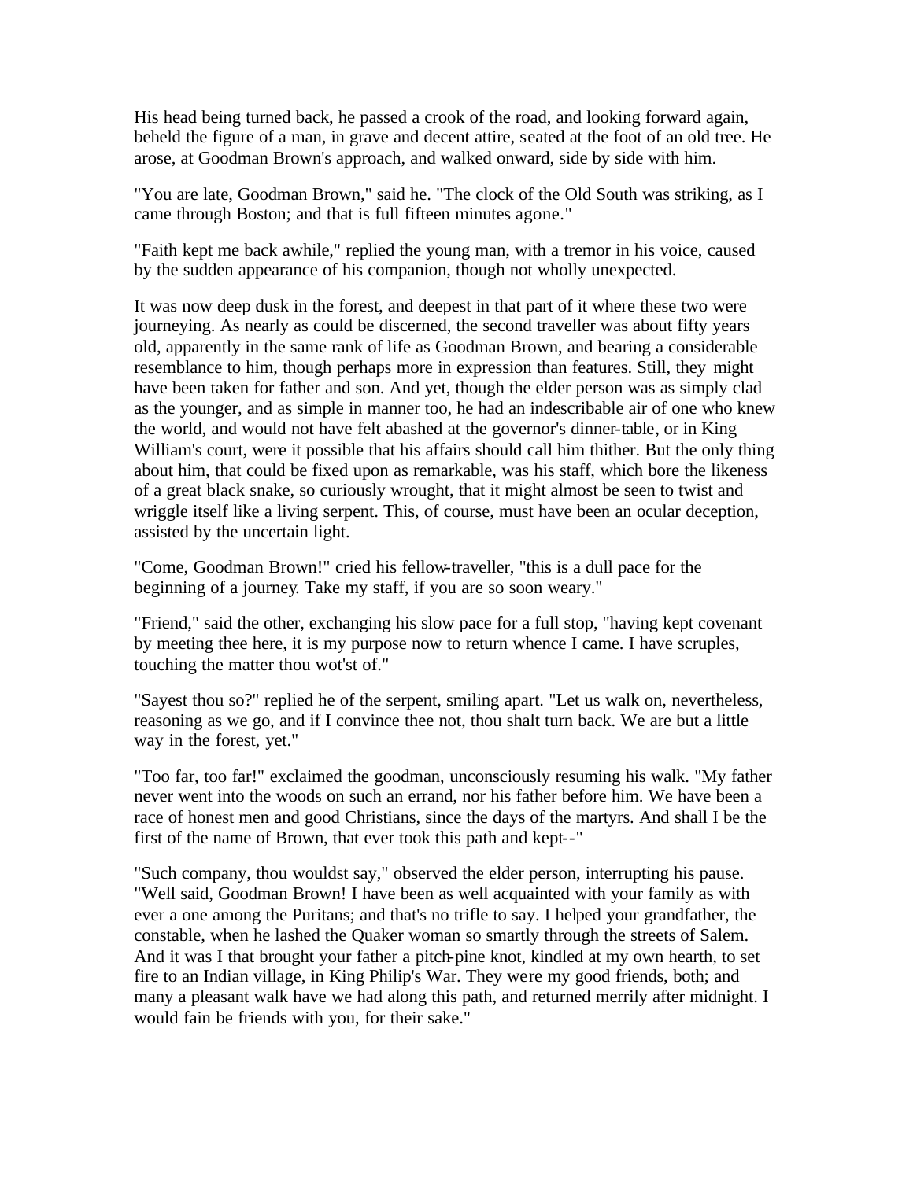His head being turned back, he passed a crook of the road, and looking forward again, beheld the figure of a man, in grave and decent attire, seated at the foot of an old tree. He arose, at Goodman Brown's approach, and walked onward, side by side with him.

"You are late, Goodman Brown," said he. "The clock of the Old South was striking, as I came through Boston; and that is full fifteen minutes agone."

"Faith kept me back awhile," replied the young man, with a tremor in his voice, caused by the sudden appearance of his companion, though not wholly unexpected.

It was now deep dusk in the forest, and deepest in that part of it where these two were journeying. As nearly as could be discerned, the second traveller was about fifty years old, apparently in the same rank of life as Goodman Brown, and bearing a considerable resemblance to him, though perhaps more in expression than features. Still, they might have been taken for father and son. And yet, though the elder person was as simply clad as the younger, and as simple in manner too, he had an indescribable air of one who knew the world, and would not have felt abashed at the governor's dinner-table, or in King William's court, were it possible that his affairs should call him thither. But the only thing about him, that could be fixed upon as remarkable, was his staff, which bore the likeness of a great black snake, so curiously wrought, that it might almost be seen to twist and wriggle itself like a living serpent. This, of course, must have been an ocular deception, assisted by the uncertain light.

"Come, Goodman Brown!" cried his fellow-traveller, "this is a dull pace for the beginning of a journey. Take my staff, if you are so soon weary."

"Friend," said the other, exchanging his slow pace for a full stop, "having kept covenant by meeting thee here, it is my purpose now to return whence I came. I have scruples, touching the matter thou wot'st of."

"Sayest thou so?" replied he of the serpent, smiling apart. "Let us walk on, nevertheless, reasoning as we go, and if I convince thee not, thou shalt turn back. We are but a little way in the forest, yet."

"Too far, too far!" exclaimed the goodman, unconsciously resuming his walk. "My father never went into the woods on such an errand, nor his father before him. We have been a race of honest men and good Christians, since the days of the martyrs. And shall I be the first of the name of Brown, that ever took this path and kept--"

"Such company, thou wouldst say," observed the elder person, interrupting his pause. "Well said, Goodman Brown! I have been as well acquainted with your family as with ever a one among the Puritans; and that's no trifle to say. I helped your grandfather, the constable, when he lashed the Quaker woman so smartly through the streets of Salem. And it was I that brought your father a pitch-pine knot, kindled at my own hearth, to set fire to an Indian village, in King Philip's War. They were my good friends, both; and many a pleasant walk have we had along this path, and returned merrily after midnight. I would fain be friends with you, for their sake."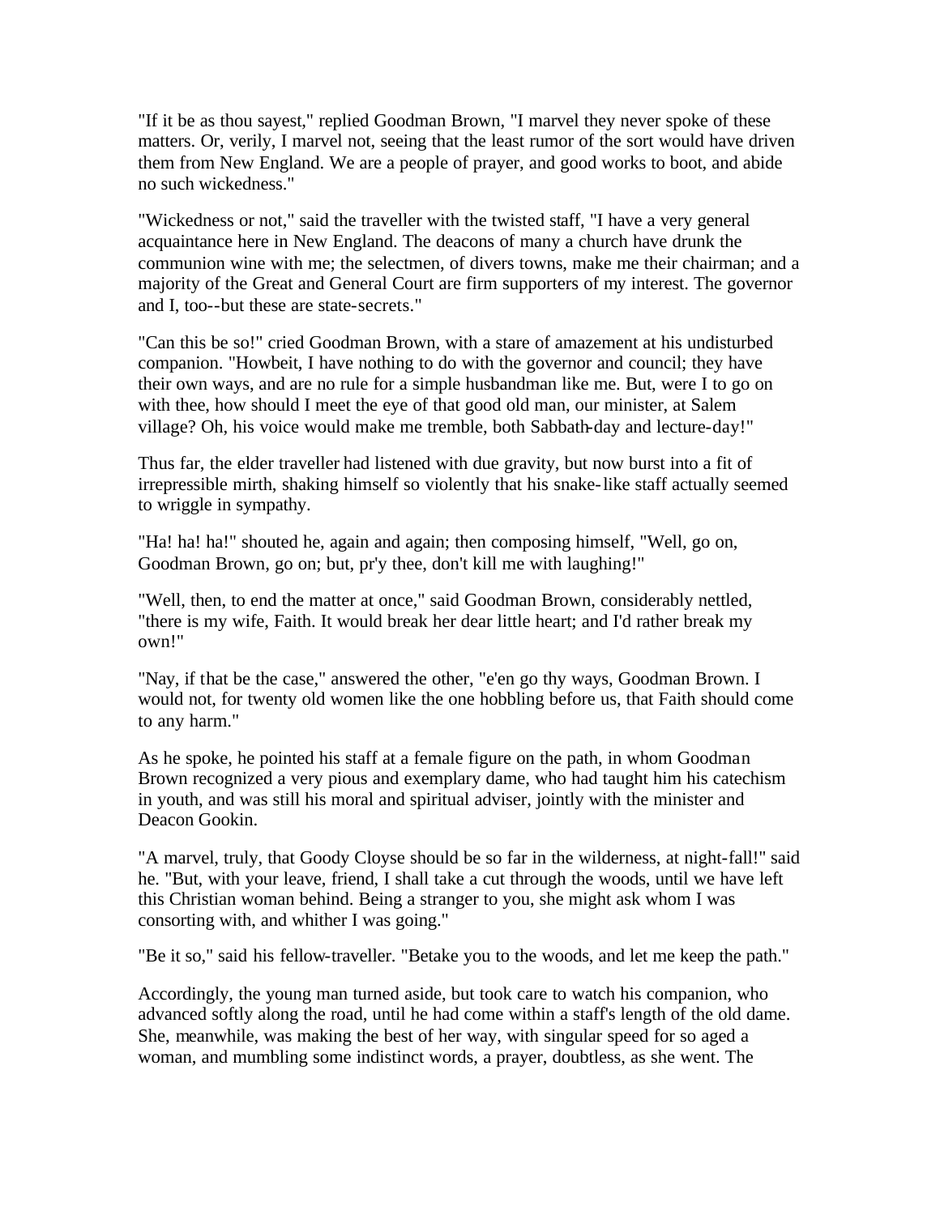"If it be as thou sayest," replied Goodman Brown, "I marvel they never spoke of these matters. Or, verily, I marvel not, seeing that the least rumor of the sort would have driven them from New England. We are a people of prayer, and good works to boot, and abide no such wickedness."

"Wickedness or not," said the traveller with the twisted staff, "I have a very general acquaintance here in New England. The deacons of many a church have drunk the communion wine with me; the selectmen, of divers towns, make me their chairman; and a majority of the Great and General Court are firm supporters of my interest. The governor and I, too--but these are state-secrets."

"Can this be so!" cried Goodman Brown, with a stare of amazement at his undisturbed companion. "Howbeit, I have nothing to do with the governor and council; they have their own ways, and are no rule for a simple husbandman like me. But, were I to go on with thee, how should I meet the eye of that good old man, our minister, at Salem village? Oh, his voice would make me tremble, both Sabbath-day and lecture-day!"

Thus far, the elder traveller had listened with due gravity, but now burst into a fit of irrepressible mirth, shaking himself so violently that his snake-like staff actually seemed to wriggle in sympathy.

"Ha! ha! ha!" shouted he, again and again; then composing himself, "Well, go on, Goodman Brown, go on; but, pr'y thee, don't kill me with laughing!"

"Well, then, to end the matter at once," said Goodman Brown, considerably nettled, "there is my wife, Faith. It would break her dear little heart; and I'd rather break my own!"

"Nay, if that be the case," answered the other, "e'en go thy ways, Goodman Brown. I would not, for twenty old women like the one hobbling before us, that Faith should come to any harm."

As he spoke, he pointed his staff at a female figure on the path, in whom Goodman Brown recognized a very pious and exemplary dame, who had taught him his catechism in youth, and was still his moral and spiritual adviser, jointly with the minister and Deacon Gookin.

"A marvel, truly, that Goody Cloyse should be so far in the wilderness, at night-fall!" said he. "But, with your leave, friend, I shall take a cut through the woods, until we have left this Christian woman behind. Being a stranger to you, she might ask whom I was consorting with, and whither I was going."

"Be it so," said his fellow-traveller. "Betake you to the woods, and let me keep the path."

Accordingly, the young man turned aside, but took care to watch his companion, who advanced softly along the road, until he had come within a staff's length of the old dame. She, meanwhile, was making the best of her way, with singular speed for so aged a woman, and mumbling some indistinct words, a prayer, doubtless, as she went. The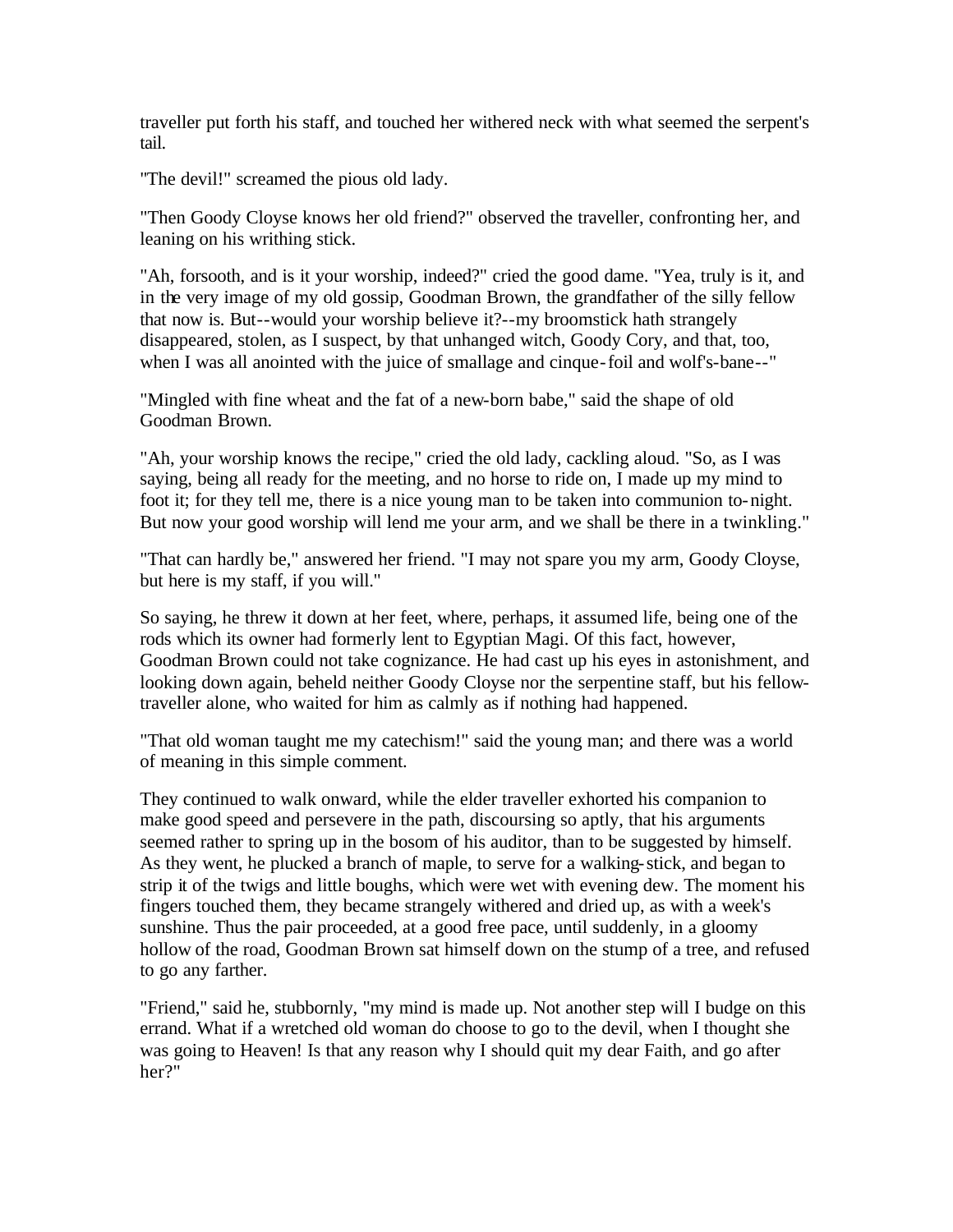traveller put forth his staff, and touched her withered neck with what seemed the serpent's tail.

"The devil!" screamed the pious old lady.

"Then Goody Cloyse knows her old friend?" observed the traveller, confronting her, and leaning on his writhing stick.

"Ah, forsooth, and is it your worship, indeed?" cried the good dame. "Yea, truly is it, and in the very image of my old gossip, Goodman Brown, the grandfather of the silly fellow that now is. But--would your worship believe it?--my broomstick hath strangely disappeared, stolen, as I suspect, by that unhanged witch, Goody Cory, and that, too, when I was all anointed with the juice of smallage and cinque-foil and wolf's-bane--"

"Mingled with fine wheat and the fat of a new-born babe," said the shape of old Goodman Brown.

"Ah, your worship knows the recipe," cried the old lady, cackling aloud. "So, as I was saying, being all ready for the meeting, and no horse to ride on, I made up my mind to foot it; for they tell me, there is a nice young man to be taken into communion to-night. But now your good worship will lend me your arm, and we shall be there in a twinkling."

"That can hardly be," answered her friend. "I may not spare you my arm, Goody Cloyse, but here is my staff, if you will."

So saying, he threw it down at her feet, where, perhaps, it assumed life, being one of the rods which its owner had formerly lent to Egyptian Magi. Of this fact, however, Goodman Brown could not take cognizance. He had cast up his eyes in astonishment, and looking down again, beheld neither Goody Cloyse nor the serpentine staff, but his fellow-traveller alone, who waited for him as calmly as if nothing had happened.

"That old woman taught me my catechism!" said the young man; and there was a world of meaning in this simple comment.

They continued to walk onward, while the elder traveller exhorted his companion to make good speed and persevere in the path, discoursing so aptly, that his arguments seemed rather to spring up in the bosom of his auditor, than to be suggested by himself. As they went, he plucked a branch of maple, to serve for a walking-stick, and began to strip it of the twigs and little boughs, which were wet with evening dew. The moment his fingers touched them, they became strangely withered and dried up, as with a week's sunshine. Thus the pair proceeded, at a good free pace, until suddenly, in a gloomy hollow of the road, Goodman Brown sat himself down on the stump of a tree, and refused to go any farther.

"Friend," said he, stubbornly, "my mind is made up. Not another step will I budge on this errand. What if a wretched old woman do choose to go to the devil, when I thought she was going to Heaven! Is that any reason why I should quit my dear Faith, and go after her?"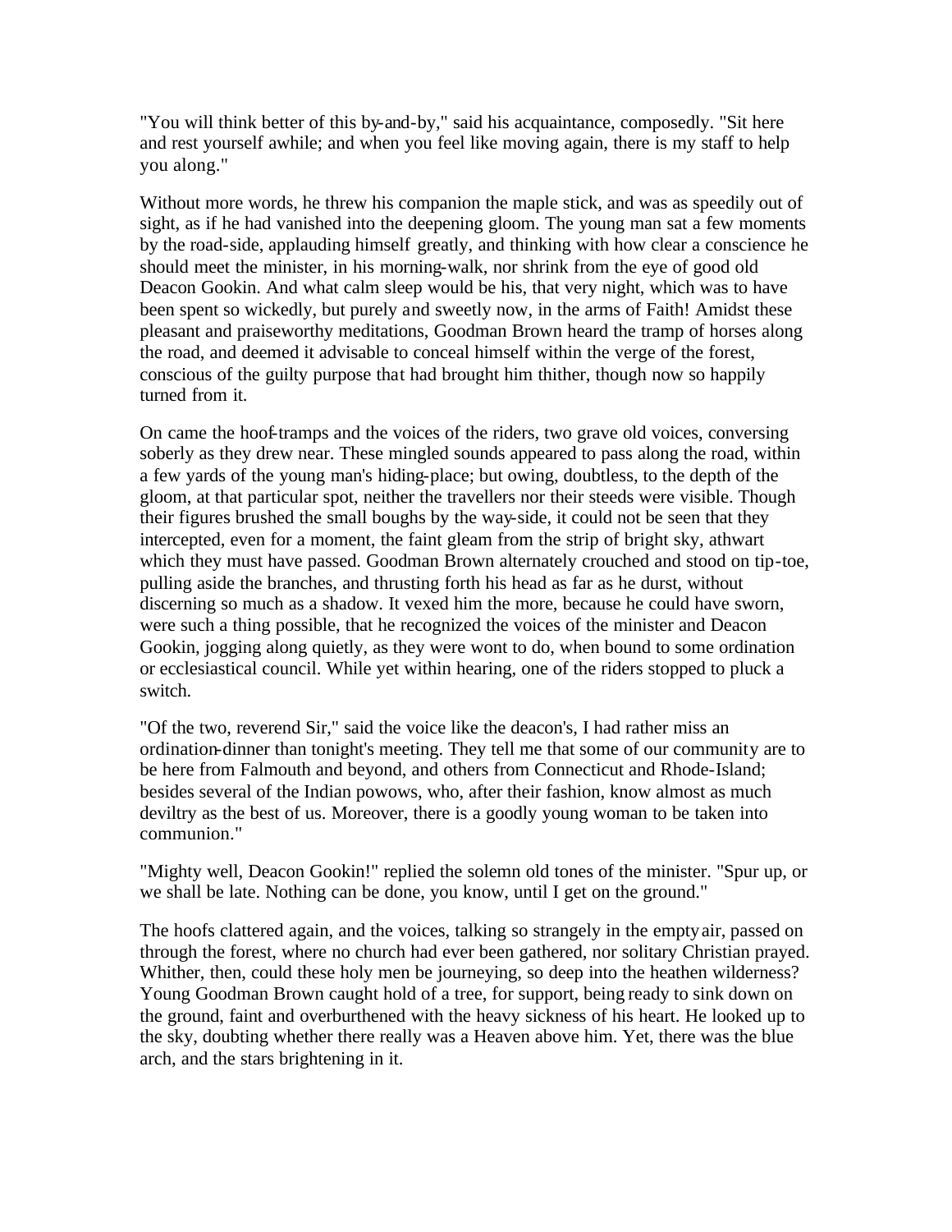"You will think better of this by-and-by," said his acquaintance, composedly. "Sit here and rest yourself awhile; and when you feel like moving again, there is my staff to help you along."

Without more words, he threw his companion the maple stick, and was as speedily out of sight, as if he had vanished into the deepening gloom. The young man sat a few moments by the road-side, applauding himself greatly, and thinking with how clear a conscience he should meet the minister, in his morning-walk, nor shrink from the eye of good old Deacon Gookin. And what calm sleep would be his, that very night, which was to have been spent so wickedly, but purely and sweetly now, in the arms of Faith! Amidst these pleasant and praiseworthy meditations, Goodman Brown heard the tramp of horses along the road, and deemed it advisable to conceal himself within the verge of the forest, conscious of the guilty purpose that had brought him thither, though now so happily turned from it.

On came the hoof-tramps and the voices of the riders, two grave old voices, conversing soberly as they drew near. These mingled sounds appeared to pass along the road, within a few yards of the young man's hiding-place; but owing, doubtless, to the depth of the gloom, at that particular spot, neither the travellers nor their steeds were visible. Though their figures brushed the small boughs by the way-side, it could not be seen that they intercepted, even for a moment, the faint gleam from the strip of bright sky, athwart which they must have passed. Goodman Brown alternately crouched and stood on tip-toe, pulling aside the branches, and thrusting forth his head as far as he durst, without discerning so much as a shadow. It vexed him the more, because he could have sworn, were such a thing possible, that he recognized the voices of the minister and Deacon Gookin, jogging along quietly, as they were wont to do, when bound to some ordination or ecclesiastical council. While yet within hearing, one of the riders stopped to pluck a switch.

"Of the two, reverend Sir," said the voice like the deacon's, I had rather miss an ordination-dinner than tonight's meeting. They tell me that some of our community are to be here from Falmouth and beyond, and others from Connecticut and Rhode-Island; besides several of the Indian powows, who, after their fashion, know almost as much deviltry as the best of us. Moreover, there is a goodly young woman to be taken into communion."

"Mighty well, Deacon Gookin!" replied the solemn old tones of the minister. "Spur up, or we shall be late. Nothing can be done, you know, until I get on the ground."

The hoofs clattered again, and the voices, talking so strangely in the empty air, passed on through the forest, where no church had ever been gathered, nor solitary Christian prayed. Whither, then, could these holy men be journeying, so deep into the heathen wilderness? Young Goodman Brown caught hold of a tree, for support, being ready to sink down on the ground, faint and overburthened with the heavy sickness of his heart. He looked up to the sky, doubting whether there really was a Heaven above him. Yet, there was the blue arch, and the stars brightening in it.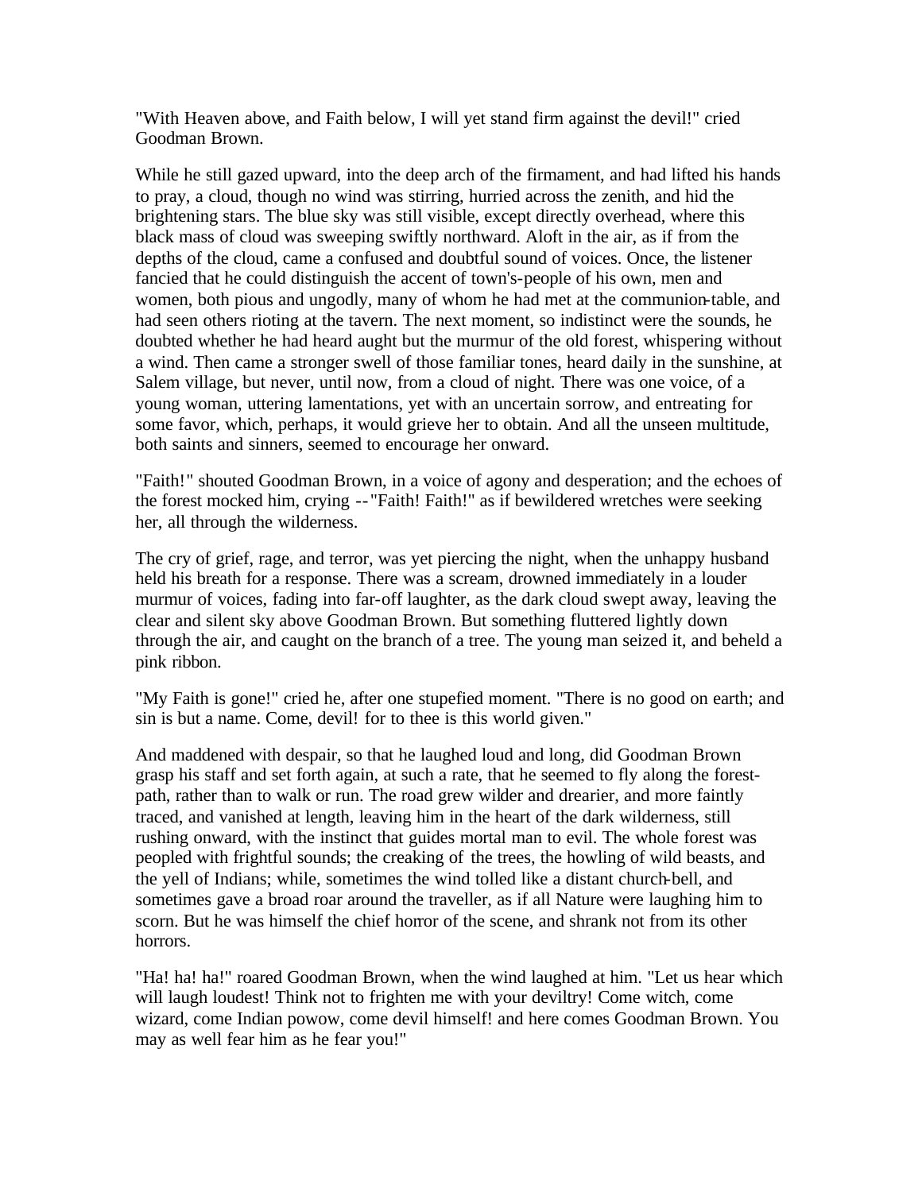"With Heaven above, and Faith below, I will yet stand firm against the devil!" cried Goodman Brown.

While he still gazed upward, into the deep arch of the firmament, and had lifted his hands to pray, a cloud, though no wind was stirring, hurried across the zenith, and hid the brightening stars. The blue sky was still visible, except directly overhead, where this black mass of cloud was sweeping swiftly northward. Aloft in the air, as if from the depths of the cloud, came a confused and doubtful sound of voices. Once, the listener fancied that he could distinguish the accent of town's-people of his own, men and women, both pious and ungodly, many of whom he had met at the communion-table, and had seen others rioting at the tavern. The next moment, so indistinct were the sounds, he doubted whether he had heard aught but the murmur of the old forest, whispering without a wind. Then came a stronger swell of those familiar tones, heard daily in the sunshine, at Salem village, but never, until now, from a cloud of night. There was one voice, of a young woman, uttering lamentations, yet with an uncertain sorrow, and entreating for some favor, which, perhaps, it would grieve her to obtain. And all the unseen multitude, both saints and sinners, seemed to encourage her onward.

"Faith!" shouted Goodman Brown, in a voice of agony and desperation; and the echoes of the forest mocked him, crying --"Faith! Faith!" as if bewildered wretches were seeking her, all through the wilderness.

The cry of grief, rage, and terror, was yet piercing the night, when the unhappy husband held his breath for a response. There was a scream, drowned immediately in a louder murmur of voices, fading into far-off laughter, as the dark cloud swept away, leaving the clear and silent sky above Goodman Brown. But something fluttered lightly down through the air, and caught on the branch of a tree. The young man seized it, and beheld a pink ribbon.

"My Faith is gone!" cried he, after one stupefied moment. "There is no good on earth; and sin is but a name. Come, devil! for to thee is this world given."

And maddened with despair, so that he laughed loud and long, did Goodman Brown grasp his staff and set forth again, at such a rate, that he seemed to fly along the forest-path, rather than to walk or run. The road grew wilder and drearier, and more faintly traced, and vanished at length, leaving him in the heart of the dark wilderness, still rushing onward, with the instinct that guides mortal man to evil. The whole forest was peopled with frightful sounds; the creaking of the trees, the howling of wild beasts, and the yell of Indians; while, sometimes the wind tolled like a distant church-bell, and sometimes gave a broad roar around the traveller, as if all Nature were laughing him to scorn. But he was himself the chief horror of the scene, and shrank not from its other horrors.

"Ha! ha! ha!" roared Goodman Brown, when the wind laughed at him. "Let us hear which will laugh loudest! Think not to frighten me with your deviltry! Come witch, come wizard, come Indian powow, come devil himself! and here comes Goodman Brown. You may as well fear him as he fear you!"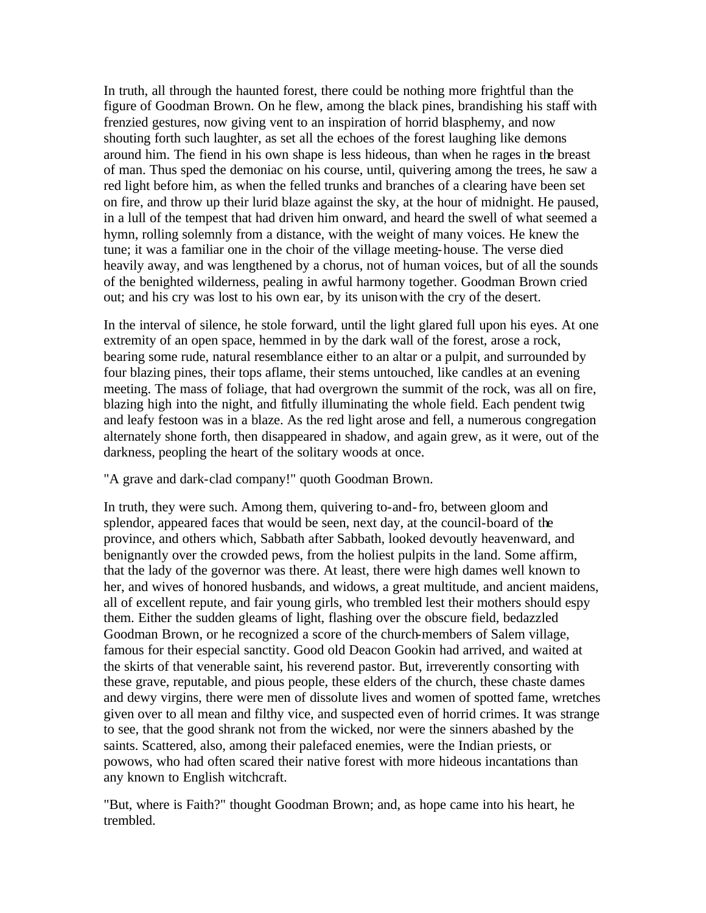In truth, all through the haunted forest, there could be nothing more frightful than the figure of Goodman Brown. On he flew, among the black pines, brandishing his staff with frenzied gestures, now giving vent to an inspiration of horrid blasphemy, and now shouting forth such laughter, as set all the echoes of the forest laughing like demons around him. The fiend in his own shape is less hideous, than when he rages in the breast of man. Thus sped the demoniac on his course, until, quivering among the trees, he saw a red light before him, as when the felled trunks and branches of a clearing have been set on fire, and throw up their lurid blaze against the sky, at the hour of midnight. He paused, in a lull of the tempest that had driven him onward, and heard the swell of what seemed a hymn, rolling solemnly from a distance, with the weight of many voices. He knew the tune; it was a familiar one in the choir of the village meeting-house. The verse died heavily away, and was lengthened by a chorus, not of human voices, but of all the sounds of the benighted wilderness, pealing in awful harmony together. Goodman Brown cried out; and his cry was lost to his own ear, by its unison with the cry of the desert.

In the interval of silence, he stole forward, until the light glared full upon his eyes. At one extremity of an open space, hemmed in by the dark wall of the forest, arose a rock, bearing some rude, natural resemblance either to an altar or a pulpit, and surrounded by four blazing pines, their tops aflame, their stems untouched, like candles at an evening meeting. The mass of foliage, that had overgrown the summit of the rock, was all on fire, blazing high into the night, and fitfully illuminating the whole field. Each pendent twig and leafy festoon was in a blaze. As the red light arose and fell, a numerous congregation alternately shone forth, then disappeared in shadow, and again grew, as it were, out of the darkness, peopling the heart of the solitary woods at once.

"A grave and dark-clad company!" quoth Goodman Brown.

In truth, they were such. Among them, quivering to-and-fro, between gloom and splendor, appeared faces that would be seen, next day, at the council-board of the province, and others which, Sabbath after Sabbath, looked devoutly heavenward, and benignantly over the crowded pews, from the holiest pulpits in the land. Some affirm, that the lady of the governor was there. At least, there were high dames well known to her, and wives of honored husbands, and widows, a great multitude, and ancient maidens, all of excellent repute, and fair young girls, who trembled lest their mothers should espy them. Either the sudden gleams of light, flashing over the obscure field, bedazzled Goodman Brown, or he recognized a score of the church-members of Salem village, famous for their especial sanctity. Good old Deacon Gookin had arrived, and waited at the skirts of that venerable saint, his reverend pastor. But, irreverently consorting with these grave, reputable, and pious people, these elders of the church, these chaste dames and dewy virgins, there were men of dissolute lives and women of spotted fame, wretches given over to all mean and filthy vice, and suspected even of horrid crimes. It was strange to see, that the good shrank not from the wicked, nor were the sinners abashed by the saints. Scattered, also, among their palefaced enemies, were the Indian priests, or powows, who had often scared their native forest with more hideous incantations than any known to English witchcraft.

"But, where is Faith?" thought Goodman Brown; and, as hope came into his heart, he trembled.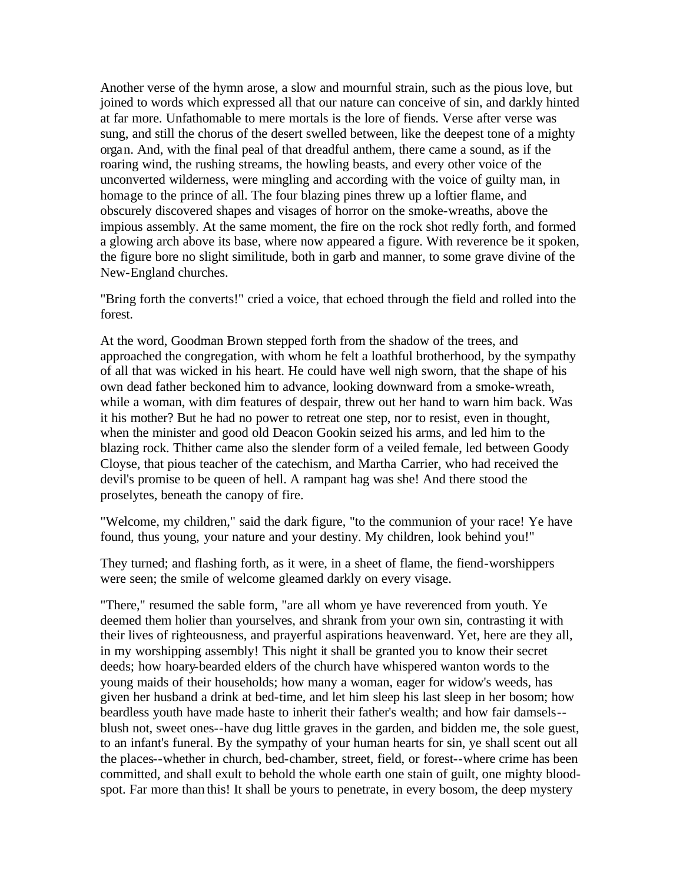Another verse of the hymn arose, a slow and mournful strain, such as the pious love, but joined to words which expressed all that our nature can conceive of sin, and darkly hinted at far more. Unfathomable to mere mortals is the lore of fiends. Verse after verse was sung, and still the chorus of the desert swelled between, like the deepest tone of a mighty organ. And, with the final peal of that dreadful anthem, there came a sound, as if the roaring wind, the rushing streams, the howling beasts, and every other voice of the unconverted wilderness, were mingling and according with the voice of guilty man, in homage to the prince of all. The four blazing pines threw up a loftier flame, and obscurely discovered shapes and visages of horror on the smoke-wreaths, above the impious assembly. At the same moment, the fire on the rock shot redly forth, and formed a glowing arch above its base, where now appeared a figure. With reverence be it spoken, the figure bore no slight similitude, both in garb and manner, to some grave divine of the New-England churches.

"Bring forth the converts!" cried a voice, that echoed through the field and rolled into the forest.

At the word, Goodman Brown stepped forth from the shadow of the trees, and approached the congregation, with whom he felt a loathful brotherhood, by the sympathy of all that was wicked in his heart. He could have well nigh sworn, that the shape of his own dead father beckoned him to advance, looking downward from a smoke-wreath, while a woman, with dim features of despair, threw out her hand to warn him back. Was it his mother? But he had no power to retreat one step, nor to resist, even in thought, when the minister and good old Deacon Gookin seized his arms, and led him to the blazing rock. Thither came also the slender form of a veiled female, led between Goody Cloyse, that pious teacher of the catechism, and Martha Carrier, who had received the devil's promise to be queen of hell. A rampant hag was she! And there stood the proselytes, beneath the canopy of fire.

"Welcome, my children," said the dark figure, "to the communion of your race! Ye have found, thus young, your nature and your destiny. My children, look behind you!"

They turned; and flashing forth, as it were, in a sheet of flame, the fiend-worshippers were seen; the smile of welcome gleamed darkly on every visage.

"There," resumed the sable form, "are all whom ye have reverenced from youth. Ye deemed them holier than yourselves, and shrank from your own sin, contrasting it with their lives of righteousness, and prayerful aspirations heavenward. Yet, here are they all, in my worshipping assembly! This night it shall be granted you to know their secret deeds; how hoary-bearded elders of the church have whispered wanton words to the young maids of their households; how many a woman, eager for widow's weeds, has given her husband a drink at bed-time, and let him sleep his last sleep in her bosom; how beardless youth have made haste to inherit their father's wealth; and how fair damsels--blush not, sweet ones--have dug little graves in the garden, and bidden me, the sole guest, to an infant's funeral. By the sympathy of your human hearts for sin, ye shall scent out all the places--whether in church, bed-chamber, street, field, or forest--where crime has been committed, and shall exult to behold the whole earth one stain of guilt, one mighty blood-spot. Far more than this! It shall be yours to penetrate, in every bosom, the deep mystery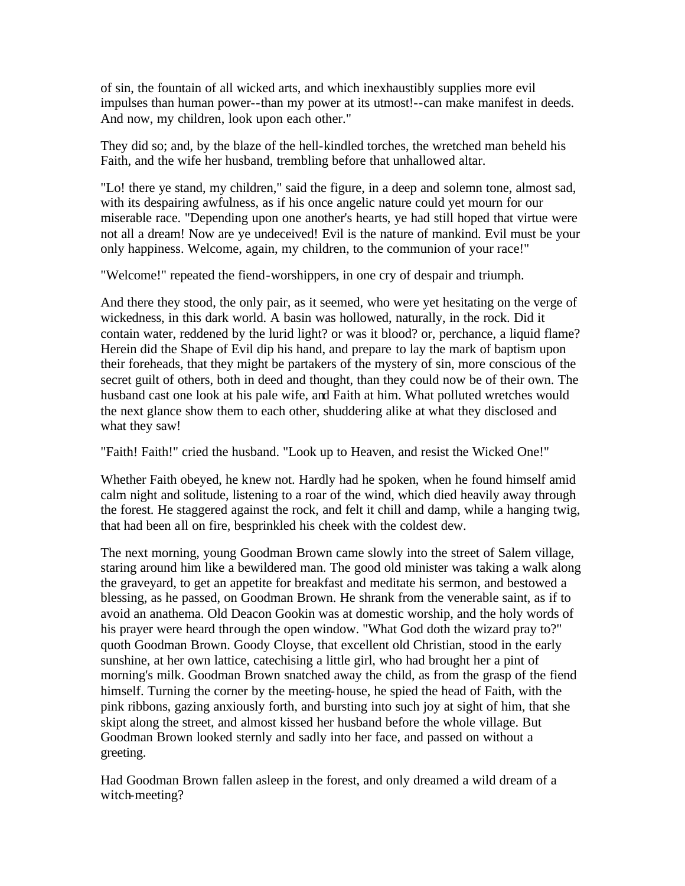of sin, the fountain of all wicked arts, and which inexhaustibly supplies more evil impulses than human power--than my power at its utmost!--can make manifest in deeds. And now, my children, look upon each other."

They did so; and, by the blaze of the hell-kindled torches, the wretched man beheld his Faith, and the wife her husband, trembling before that unhallowed altar.

"Lo! there ye stand, my children," said the figure, in a deep and solemn tone, almost sad, with its despairing awfulness, as if his once angelic nature could yet mourn for our miserable race. "Depending upon one another's hearts, ye had still hoped that virtue were not all a dream! Now are ye undeceived! Evil is the nature of mankind. Evil must be your only happiness. Welcome, again, my children, to the communion of your race!"

"Welcome!" repeated the fiend-worshippers, in one cry of despair and triumph.

And there they stood, the only pair, as it seemed, who were yet hesitating on the verge of wickedness, in this dark world. A basin was hollowed, naturally, in the rock. Did it contain water, reddened by the lurid light? or was it blood? or, perchance, a liquid flame? Herein did the Shape of Evil dip his hand, and prepare to lay the mark of baptism upon their foreheads, that they might be partakers of the mystery of sin, more conscious of the secret guilt of others, both in deed and thought, than they could now be of their own. The husband cast one look at his pale wife, and Faith at him. What polluted wretches would the next glance show them to each other, shuddering alike at what they disclosed and what they saw!

"Faith! Faith!" cried the husband. "Look up to Heaven, and resist the Wicked One!"

Whether Faith obeyed, he knew not. Hardly had he spoken, when he found himself amid calm night and solitude, listening to a roar of the wind, which died heavily away through the forest. He staggered against the rock, and felt it chill and damp, while a hanging twig, that had been all on fire, besprinkled his cheek with the coldest dew.

The next morning, young Goodman Brown came slowly into the street of Salem village, staring around him like a bewildered man. The good old minister was taking a walk along the graveyard, to get an appetite for breakfast and meditate his sermon, and bestowed a blessing, as he passed, on Goodman Brown. He shrank from the venerable saint, as if to avoid an anathema. Old Deacon Gookin was at domestic worship, and the holy words of his prayer were heard through the open window. "What God doth the wizard pray to?" quoth Goodman Brown. Goody Cloyse, that excellent old Christian, stood in the early sunshine, at her own lattice, catechising a little girl, who had brought her a pint of morning's milk. Goodman Brown snatched away the child, as from the grasp of the fiend himself. Turning the corner by the meeting-house, he spied the head of Faith, with the pink ribbons, gazing anxiously forth, and bursting into such joy at sight of him, that she skipt along the street, and almost kissed her husband before the whole village. But Goodman Brown looked sternly and sadly into her face, and passed on without a greeting.

Had Goodman Brown fallen asleep in the forest, and only dreamed a wild dream of a witch-meeting?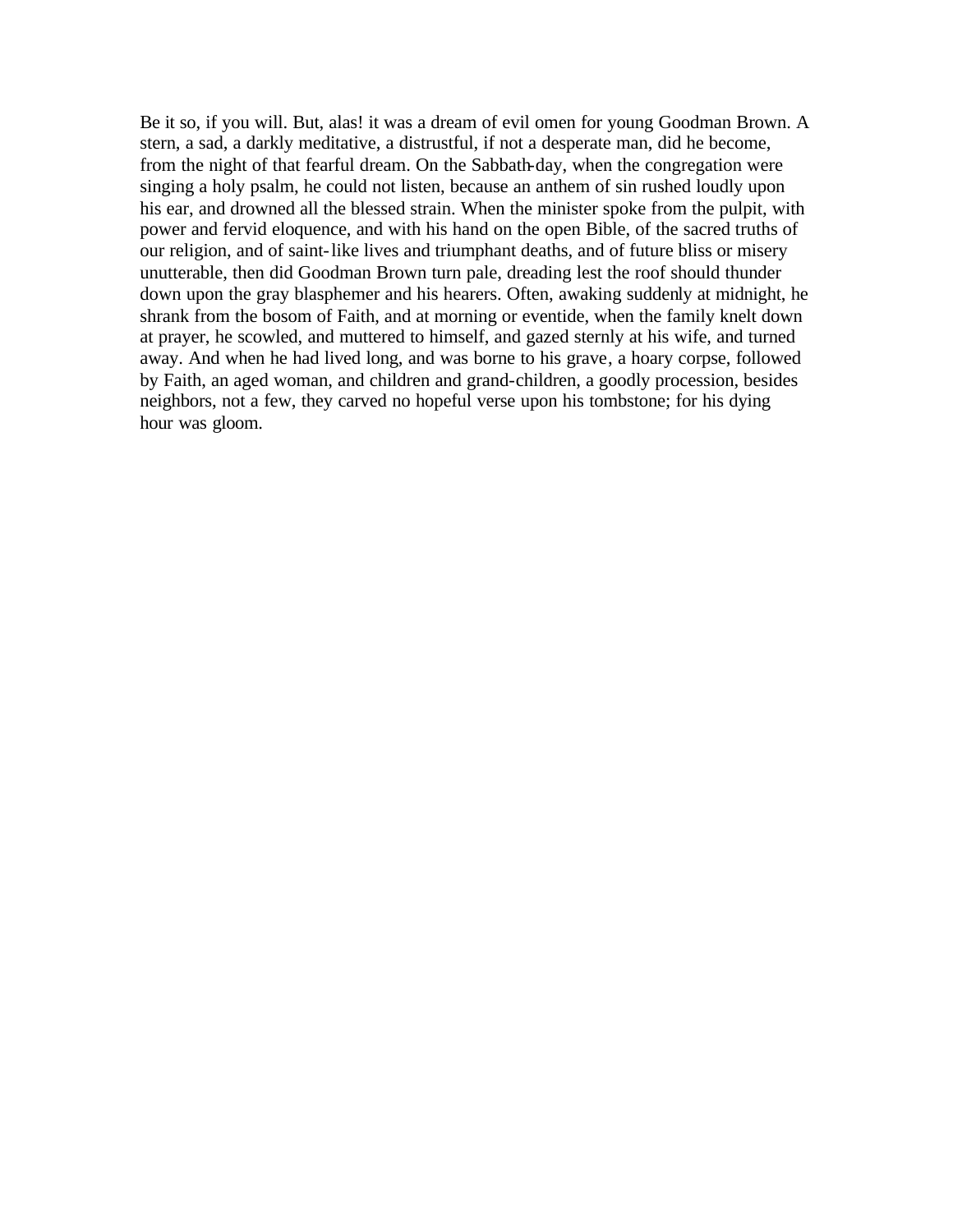Be it so, if you will. But, alas! it was a dream of evil omen for young Goodman Brown. A stern, a sad, a darkly meditative, a distrustful, if not a desperate man, did he become, from the night of that fearful dream. On the Sabbath-day, when the congregation were singing a holy psalm, he could not listen, because an anthem of sin rushed loudly upon his ear, and drowned all the blessed strain. When the minister spoke from the pulpit, with power and fervid eloquence, and with his hand on the open Bible, of the sacred truths of our religion, and of saint-like lives and triumphant deaths, and of future bliss or misery unutterable, then did Goodman Brown turn pale, dreading lest the roof should thunder down upon the gray blasphemer and his hearers. Often, awaking suddenly at midnight, he shrank from the bosom of Faith, and at morning or eventide, when the family knelt down at prayer, he scowled, and muttered to himself, and gazed sternly at his wife, and turned away. And when he had lived long, and was borne to his grave, a hoary corpse, followed by Faith, an aged woman, and children and grand-children, a goodly procession, besides neighbors, not a few, they carved no hopeful verse upon his tombstone; for his dying hour was gloom.